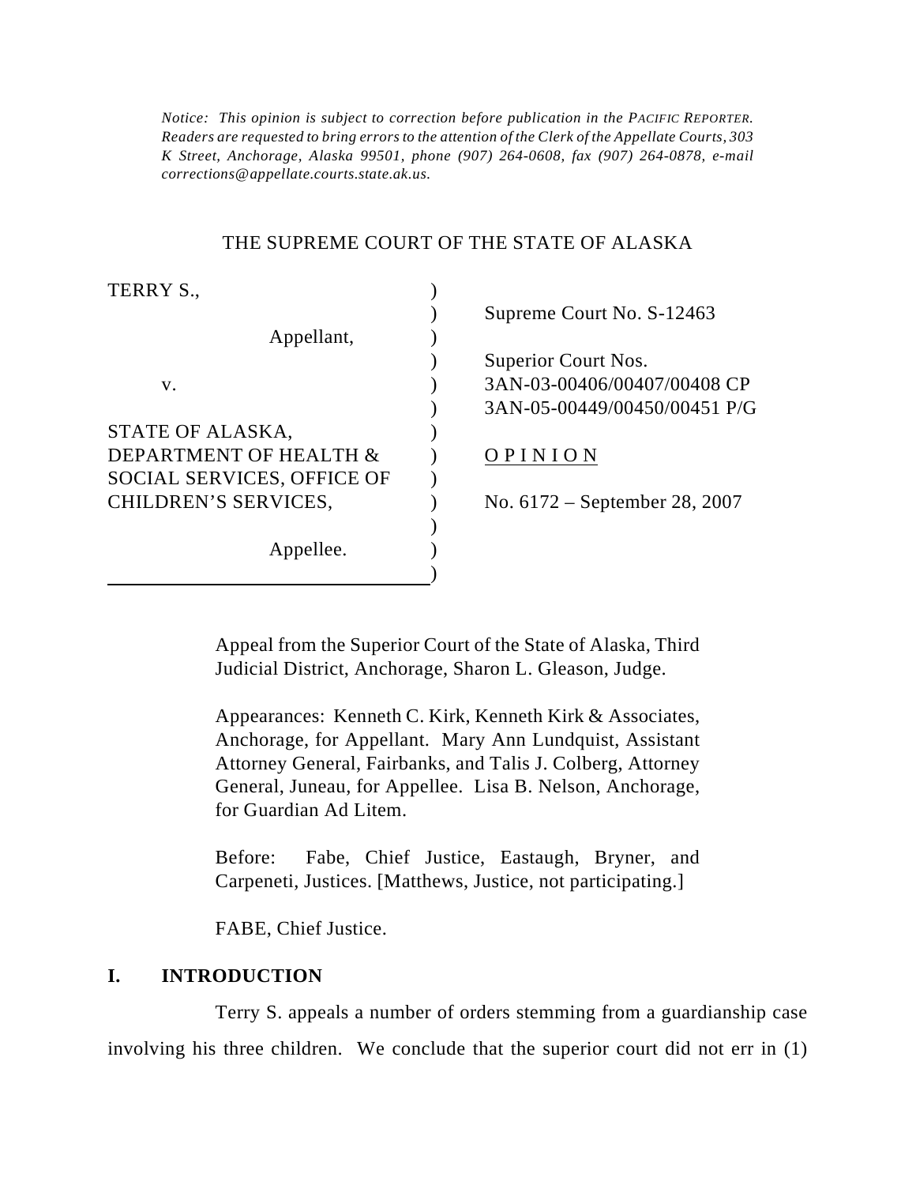*Notice: This opinion is subject to correction before publication in the* PACIFIC REPORTER. *Readers are requested to bring errors to the attention of the Clerk of the Appellate Courts, 303 K Street, Anchorage, Alaska 99501, phone (907) 264-0608, fax (907) 264-0878, e-mail corrections@appellate.courts.state.ak.us.*

THE SUPREME COURT OF THE STATE OF ALASKA

| | |
|---|---|
| TERRY S., Appellant, | Supreme Court No. S-12463 |
| v. | Superior Court Nos. 3AN-03-00406/00407/00408 CP 3AN-05-00449/00450/00451 P/G |
| STATE OF ALASKA, DEPARTMENT OF HEALTH & SOCIAL SERVICES, OFFICE OF CHILDREN'S SERVICES, Appellee. | O P I N I O N |
| | No. 6172 – September 28, 2007 |

Appeal from the Superior Court of the State of Alaska, Third Judicial District, Anchorage, Sharon L. Gleason, Judge.

Appearances: Kenneth C. Kirk, Kenneth Kirk & Associates, Anchorage, for Appellant. Mary Ann Lundquist, Assistant Attorney General, Fairbanks, and Talis J. Colberg, Attorney General, Juneau, for Appellee. Lisa B. Nelson, Anchorage, for Guardian Ad Litem.

Before: Fabe, Chief Justice, Eastaugh, Bryner, and Carpeneti, Justices. [Matthews, Justice, not participating.]

FABE, Chief Justice.

## I. INTRODUCTION

Terry S. appeals a number of orders stemming from a guardianship case involving his three children. We conclude that the superior court did not err in (1)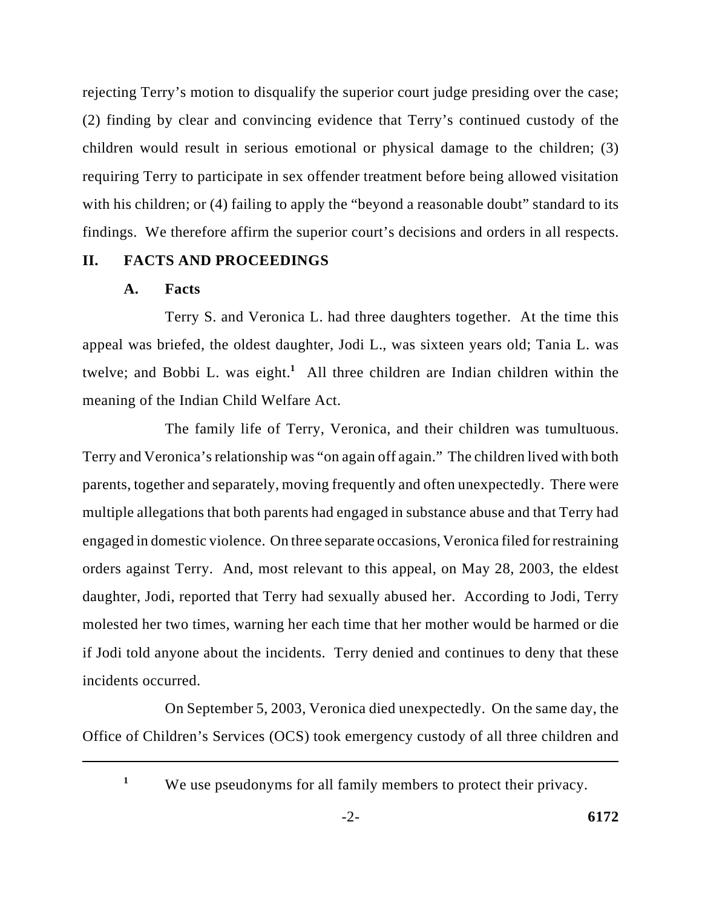rejecting Terry's motion to disqualify the superior court judge presiding over the case; (2) finding by clear and convincing evidence that Terry's continued custody of the children would result in serious emotional or physical damage to the children; (3) requiring Terry to participate in sex offender treatment before being allowed visitation with his children; or (4) failing to apply the "beyond a reasonable doubt" standard to its findings. We therefore affirm the superior court's decisions and orders in all respects.

## II. FACTS AND PROCEEDINGS

### A. Facts

Terry S. and Veronica L. had three daughters together. At the time this appeal was briefed, the oldest daughter, Jodi L., was sixteen years old; Tania L. was twelve; and Bobbi L. was eight.[1] All three children are Indian children within the meaning of the Indian Child Welfare Act.

The family life of Terry, Veronica, and their children was tumultuous. Terry and Veronica's relationship was "on again off again." The children lived with both parents, together and separately, moving frequently and often unexpectedly. There were multiple allegations that both parents had engaged in substance abuse and that Terry had engaged in domestic violence. On three separate occasions, Veronica filed for restraining orders against Terry. And, most relevant to this appeal, on May 28, 2003, the eldest daughter, Jodi, reported that Terry had sexually abused her. According to Jodi, Terry molested her two times, warning her each time that her mother would be harmed or die if Jodi told anyone about the incidents. Terry denied and continues to deny that these incidents occurred.

On September 5, 2003, Veronica died unexpectedly. On the same day, the Office of Children's Services (OCS) took emergency custody of all three children and

---

[1] We use pseudonyms for all family members to protect their privacy.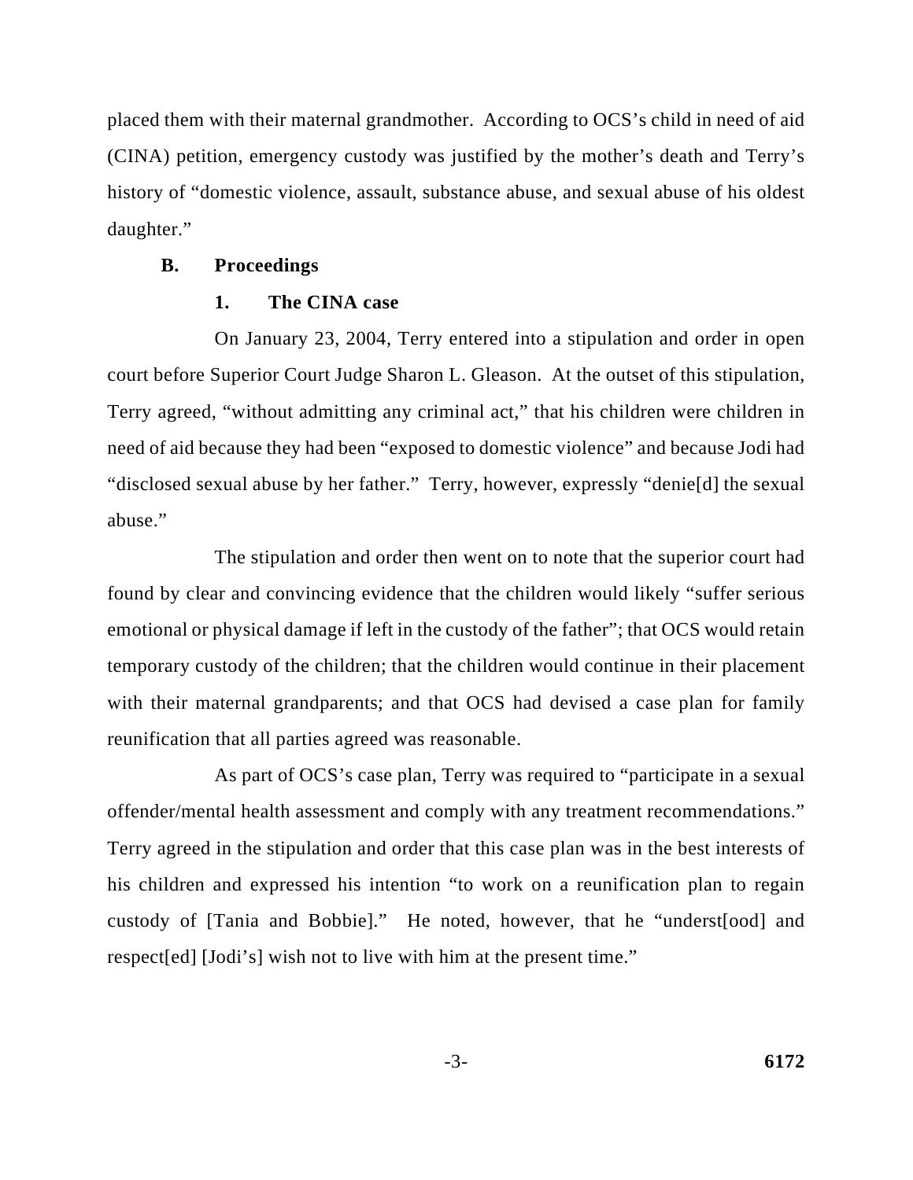placed them with their maternal grandmother. According to OCS's child in need of aid (CINA) petition, emergency custody was justified by the mother's death and Terry's history of "domestic violence, assault, substance abuse, and sexual abuse of his oldest daughter."

### B. Proceedings

#### 1. The CINA case

On January 23, 2004, Terry entered into a stipulation and order in open court before Superior Court Judge Sharon L. Gleason. At the outset of this stipulation, Terry agreed, "without admitting any criminal act," that his children were children in need of aid because they had been "exposed to domestic violence" and because Jodi had "disclosed sexual abuse by her father." Terry, however, expressly "denie[d] the sexual abuse."

The stipulation and order then went on to note that the superior court had found by clear and convincing evidence that the children would likely "suffer serious emotional or physical damage if left in the custody of the father"; that OCS would retain temporary custody of the children; that the children would continue in their placement with their maternal grandparents; and that OCS had devised a case plan for family reunification that all parties agreed was reasonable.

As part of OCS's case plan, Terry was required to "participate in a sexual offender/mental health assessment and comply with any treatment recommendations." Terry agreed in the stipulation and order that this case plan was in the best interests of his children and expressed his intention "to work on a reunification plan to regain custody of [Tania and Bobbie]." He noted, however, that he "underst[ood] and respect[ed] [Jodi's] wish not to live with him at the present time."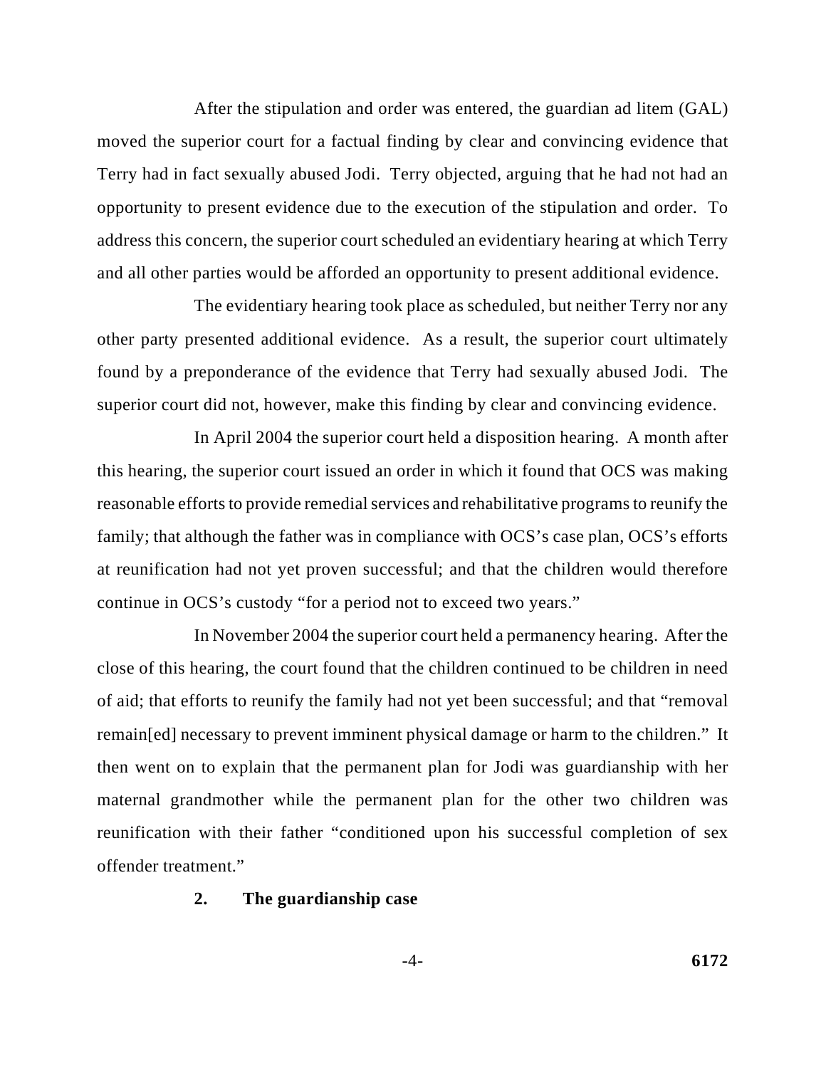After the stipulation and order was entered, the guardian ad litem (GAL) moved the superior court for a factual finding by clear and convincing evidence that Terry had in fact sexually abused Jodi. Terry objected, arguing that he had not had an opportunity to present evidence due to the execution of the stipulation and order. To address this concern, the superior court scheduled an evidentiary hearing at which Terry and all other parties would be afforded an opportunity to present additional evidence.

The evidentiary hearing took place as scheduled, but neither Terry nor any other party presented additional evidence. As a result, the superior court ultimately found by a preponderance of the evidence that Terry had sexually abused Jodi. The superior court did not, however, make this finding by clear and convincing evidence.

In April 2004 the superior court held a disposition hearing. A month after this hearing, the superior court issued an order in which it found that OCS was making reasonable efforts to provide remedial services and rehabilitative programs to reunify the family; that although the father was in compliance with OCS's case plan, OCS's efforts at reunification had not yet proven successful; and that the children would therefore continue in OCS's custody "for a period not to exceed two years."

In November 2004 the superior court held a permanency hearing. After the close of this hearing, the court found that the children continued to be children in need of aid; that efforts to reunify the family had not yet been successful; and that "removal remain[ed] necessary to prevent imminent physical damage or harm to the children." It then went on to explain that the permanent plan for Jodi was guardianship with her maternal grandmother while the permanent plan for the other two children was reunification with their father "conditioned upon his successful completion of sex offender treatment."

### 2. The guardianship case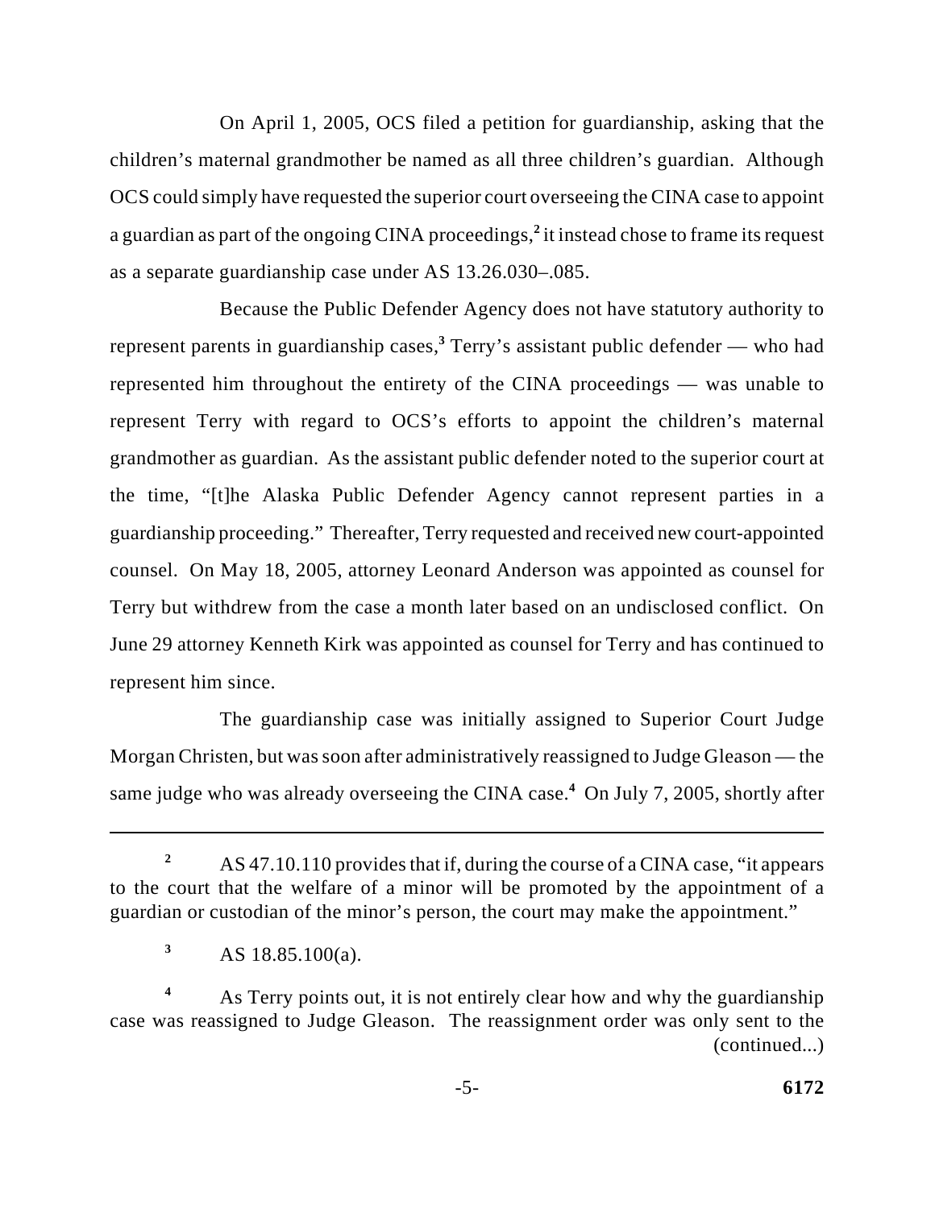On April 1, 2005, OCS filed a petition for guardianship, asking that the children's maternal grandmother be named as all three children's guardian. Although OCS could simply have requested the superior court overseeing the CINA case to appoint a guardian as part of the ongoing CINA proceedings,[2] it instead chose to frame its request as a separate guardianship case under AS 13.26.030–.085.

Because the Public Defender Agency does not have statutory authority to represent parents in guardianship cases,[3] Terry's assistant public defender — who had represented him throughout the entirety of the CINA proceedings — was unable to represent Terry with regard to OCS's efforts to appoint the children's maternal grandmother as guardian. As the assistant public defender noted to the superior court at the time, "[t]he Alaska Public Defender Agency cannot represent parties in a guardianship proceeding." Thereafter, Terry requested and received new court-appointed counsel. On May 18, 2005, attorney Leonard Anderson was appointed as counsel for Terry but withdrew from the case a month later based on an undisclosed conflict. On June 29 attorney Kenneth Kirk was appointed as counsel for Terry and has continued to represent him since.

The guardianship case was initially assigned to Superior Court Judge Morgan Christen, but was soon after administratively reassigned to Judge Gleason — the same judge who was already overseeing the CINA case.[4] On July 7, 2005, shortly after

---

[2] AS 47.10.110 provides that if, during the course of a CINA case, "it appears to the court that the welfare of a minor will be promoted by the appointment of a guardian or custodian of the minor's person, the court may make the appointment."

[3] AS 18.85.100(a).

[4] As Terry points out, it is not entirely clear how and why the guardianship case was reassigned to Judge Gleason. The reassignment order was only sent to the (continued...)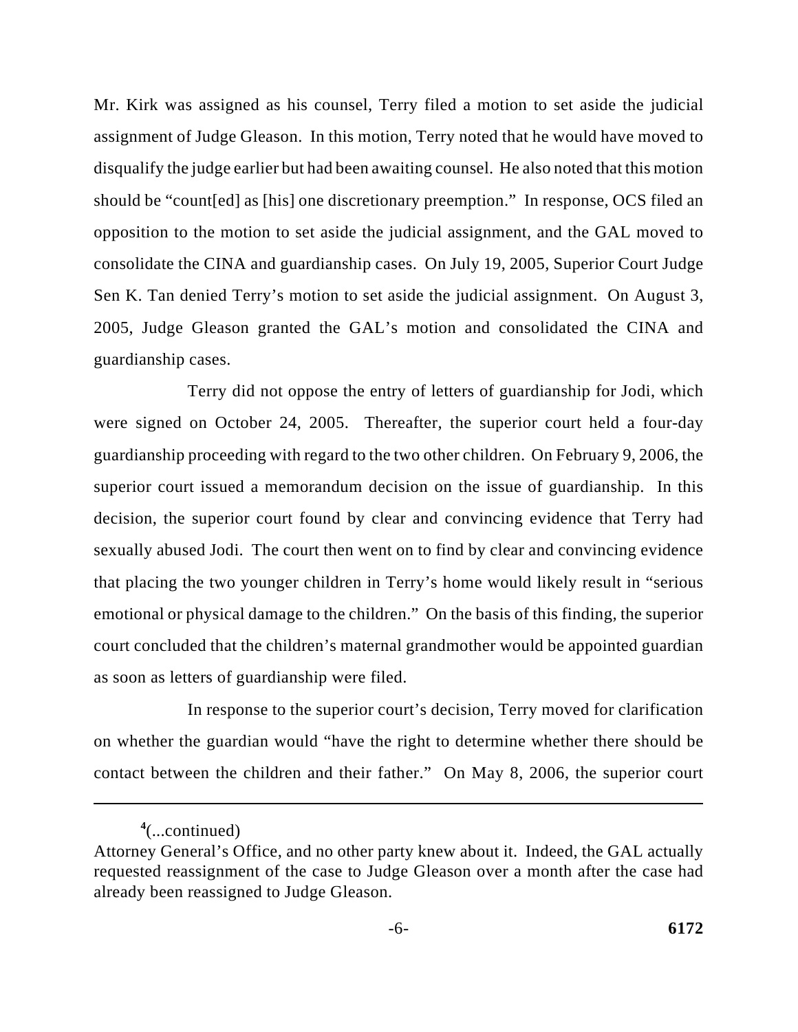Mr. Kirk was assigned as his counsel, Terry filed a motion to set aside the judicial assignment of Judge Gleason. In this motion, Terry noted that he would have moved to disqualify the judge earlier but had been awaiting counsel. He also noted that this motion should be "count[ed] as [his] one discretionary preemption." In response, OCS filed an opposition to the motion to set aside the judicial assignment, and the GAL moved to consolidate the CINA and guardianship cases. On July 19, 2005, Superior Court Judge Sen K. Tan denied Terry's motion to set aside the judicial assignment. On August 3, 2005, Judge Gleason granted the GAL's motion and consolidated the CINA and guardianship cases.

Terry did not oppose the entry of letters of guardianship for Jodi, which were signed on October 24, 2005. Thereafter, the superior court held a four-day guardianship proceeding with regard to the two other children. On February 9, 2006, the superior court issued a memorandum decision on the issue of guardianship. In this decision, the superior court found by clear and convincing evidence that Terry had sexually abused Jodi. The court then went on to find by clear and convincing evidence that placing the two younger children in Terry's home would likely result in "serious emotional or physical damage to the children." On the basis of this finding, the superior court concluded that the children's maternal grandmother would be appointed guardian as soon as letters of guardianship were filed.

In response to the superior court's decision, Terry moved for clarification on whether the guardian would "have the right to determine whether there should be contact between the children and their father." On May 8, 2006, the superior court

---

[4](...continued)
Attorney General's Office, and no other party knew about it. Indeed, the GAL actually requested reassignment of the case to Judge Gleason over a month after the case had already been reassigned to Judge Gleason.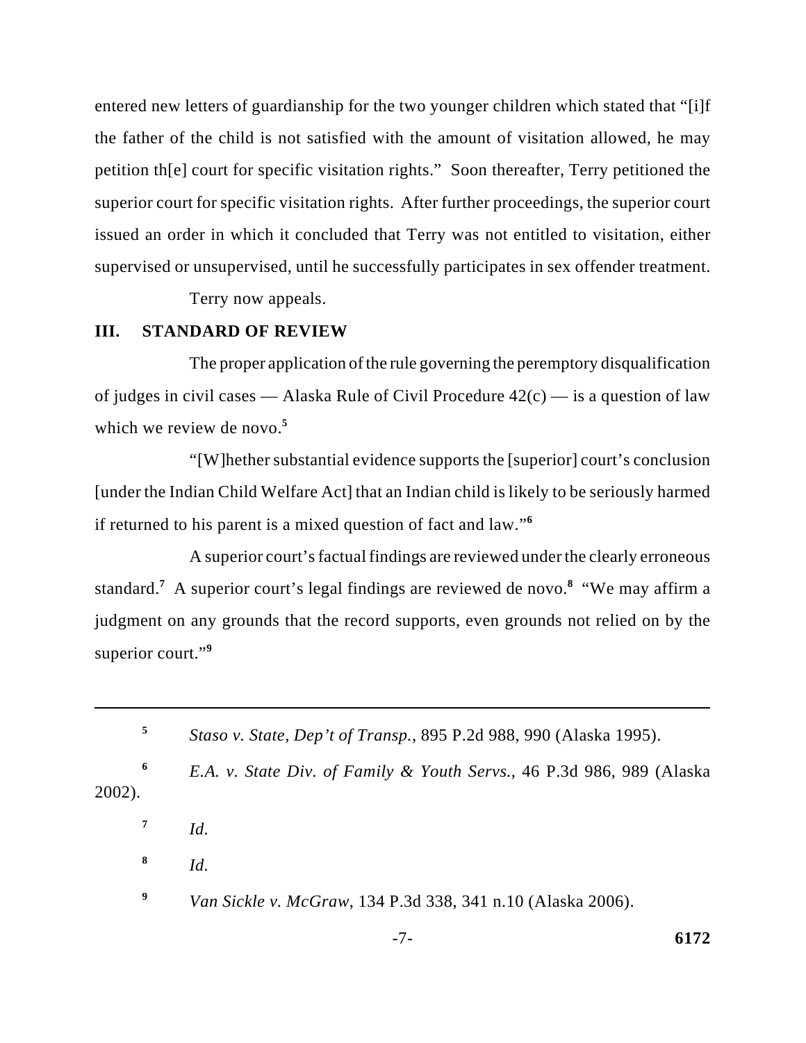entered new letters of guardianship for the two younger children which stated that "[i]f the father of the child is not satisfied with the amount of visitation allowed, he may petition th[e] court for specific visitation rights." Soon thereafter, Terry petitioned the superior court for specific visitation rights. After further proceedings, the superior court issued an order in which it concluded that Terry was not entitled to visitation, either supervised or unsupervised, until he successfully participates in sex offender treatment.

Terry now appeals.

## III. STANDARD OF REVIEW

The proper application of the rule governing the peremptory disqualification of judges in civil cases — Alaska Rule of Civil Procedure 42(c) — is a question of law which we review de novo.[5]

"[W]hether substantial evidence supports the [superior] court's conclusion [under the Indian Child Welfare Act] that an Indian child is likely to be seriously harmed if returned to his parent is a mixed question of fact and law."[6]

A superior court's factual findings are reviewed under the clearly erroneous standard.[7] A superior court's legal findings are reviewed de novo.[8] "We may affirm a judgment on any grounds that the record supports, even grounds not relied on by the superior court."[9]

---

[5] *Staso v. State, Dep't of Transp.*, 895 P.2d 988, 990 (Alaska 1995).

[6] *E.A. v. State Div. of Family & Youth Servs.*, 46 P.3d 986, 989 (Alaska 2002).

[7] *Id.*

[8] *Id.*

[9] *Van Sickle v. McGraw*, 134 P.3d 338, 341 n.10 (Alaska 2006).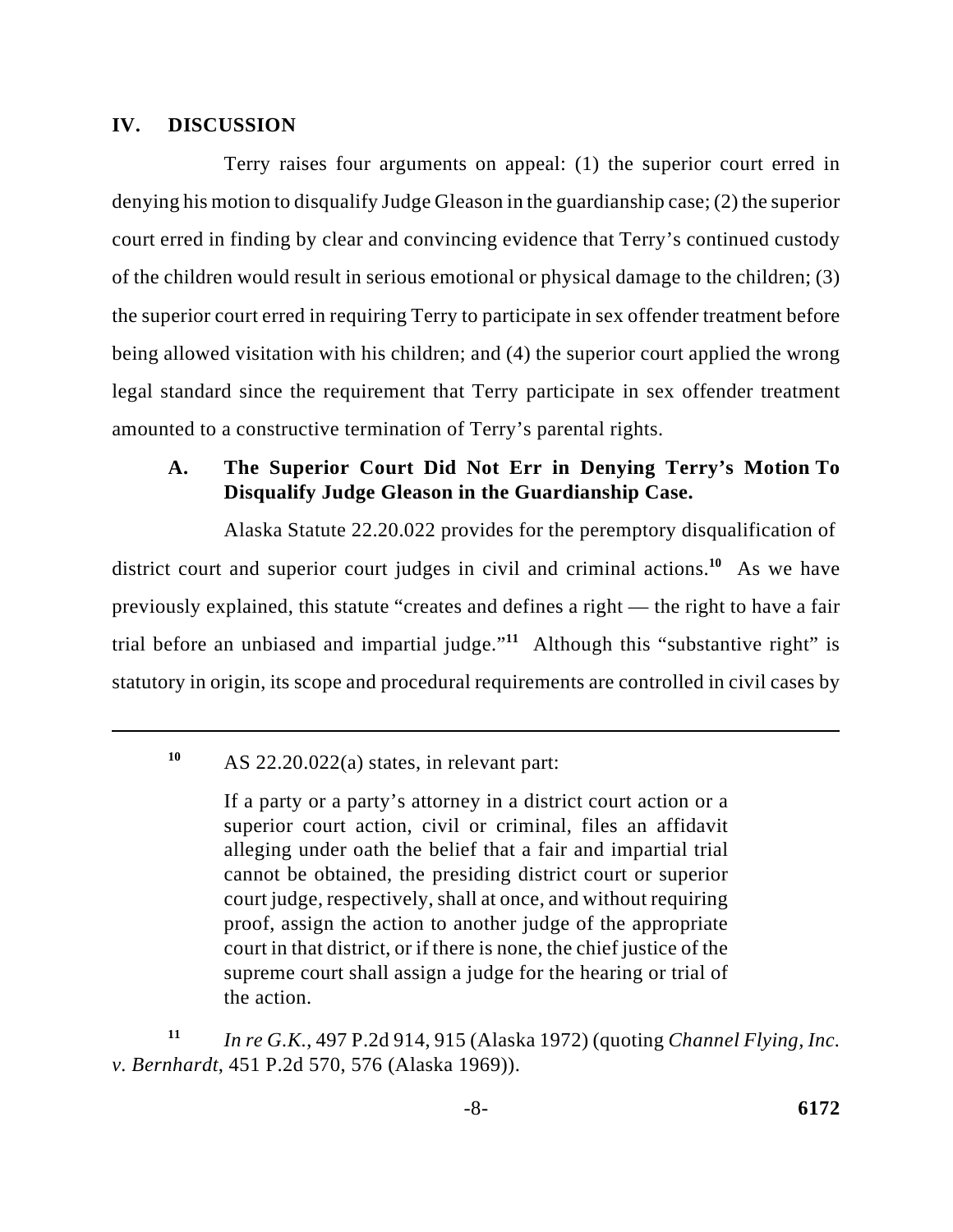## IV. DISCUSSION

Terry raises four arguments on appeal: (1) the superior court erred in denying his motion to disqualify Judge Gleason in the guardianship case; (2) the superior court erred in finding by clear and convincing evidence that Terry's continued custody of the children would result in serious emotional or physical damage to the children; (3) the superior court erred in requiring Terry to participate in sex offender treatment before being allowed visitation with his children; and (4) the superior court applied the wrong legal standard since the requirement that Terry participate in sex offender treatment amounted to a constructive termination of Terry's parental rights.

### A. The Superior Court Did Not Err in Denying Terry's Motion To Disqualify Judge Gleason in the Guardianship Case.

Alaska Statute 22.20.022 provides for the peremptory disqualification of district court and superior court judges in civil and criminal actions.[10] As we have previously explained, this statute "creates and defines a right — the right to have a fair trial before an unbiased and impartial judge."[11] Although this "substantive right" is statutory in origin, its scope and procedural requirements are controlled in civil cases by

---

[10] AS 22.20.022(a) states, in relevant part:

> If a party or a party's attorney in a district court action or a superior court action, civil or criminal, files an affidavit alleging under oath the belief that a fair and impartial trial cannot be obtained, the presiding district court or superior court judge, respectively, shall at once, and without requiring proof, assign the action to another judge of the appropriate court in that district, or if there is none, the chief justice of the supreme court shall assign a judge for the hearing or trial of the action.

[11] *In re G.K.*, 497 P.2d 914, 915 (Alaska 1972) (quoting *Channel Flying, Inc. v. Bernhardt*, 451 P.2d 570, 576 (Alaska 1969)).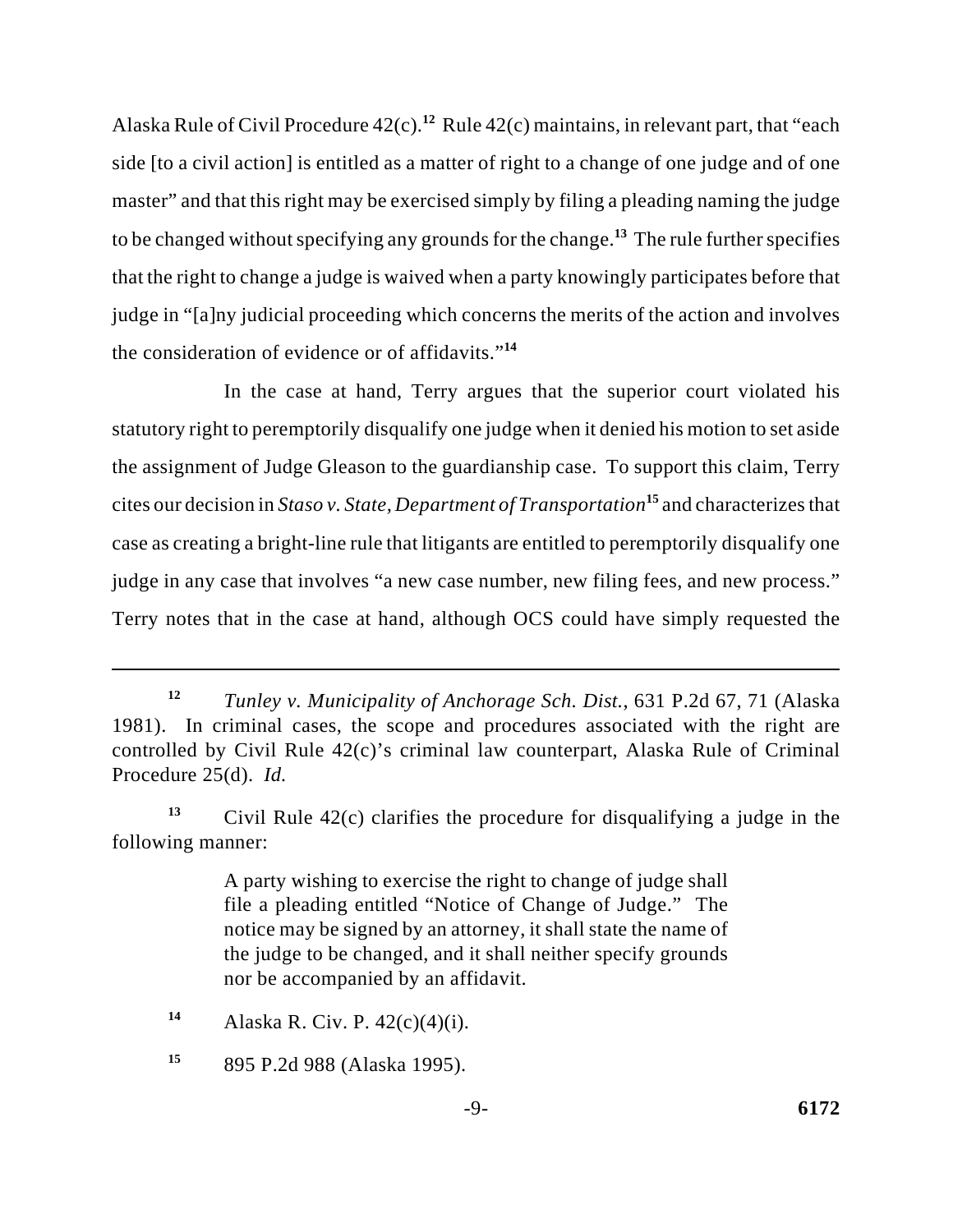Alaska Rule of Civil Procedure 42(c).[12] Rule 42(c) maintains, in relevant part, that "each side [to a civil action] is entitled as a matter of right to a change of one judge and of one master" and that this right may be exercised simply by filing a pleading naming the judge to be changed without specifying any grounds for the change.[13] The rule further specifies that the right to change a judge is waived when a party knowingly participates before that judge in "[a]ny judicial proceeding which concerns the merits of the action and involves the consideration of evidence or of affidavits."[14]

In the case at hand, Terry argues that the superior court violated his statutory right to peremptorily disqualify one judge when it denied his motion to set aside the assignment of Judge Gleason to the guardianship case. To support this claim, Terry cites our decision in *Staso v. State, Department of Transportation*[15] and characterizes that case as creating a bright-line rule that litigants are entitled to peremptorily disqualify one judge in any case that involves "a new case number, new filing fees, and new process." Terry notes that in the case at hand, although OCS could have simply requested the

---

[12] *Tunley v. Municipality of Anchorage Sch. Dist.*, 631 P.2d 67, 71 (Alaska 1981). In criminal cases, the scope and procedures associated with the right are controlled by Civil Rule 42(c)'s criminal law counterpart, Alaska Rule of Criminal Procedure 25(d). *Id.*

[13] Civil Rule 42(c) clarifies the procedure for disqualifying a judge in the following manner:

> A party wishing to exercise the right to change of judge shall file a pleading entitled "Notice of Change of Judge." The notice may be signed by an attorney, it shall state the name of the judge to be changed, and it shall neither specify grounds nor be accompanied by an affidavit.

[14] Alaska R. Civ. P. 42(c)(4)(i).

[15] 895 P.2d 988 (Alaska 1995).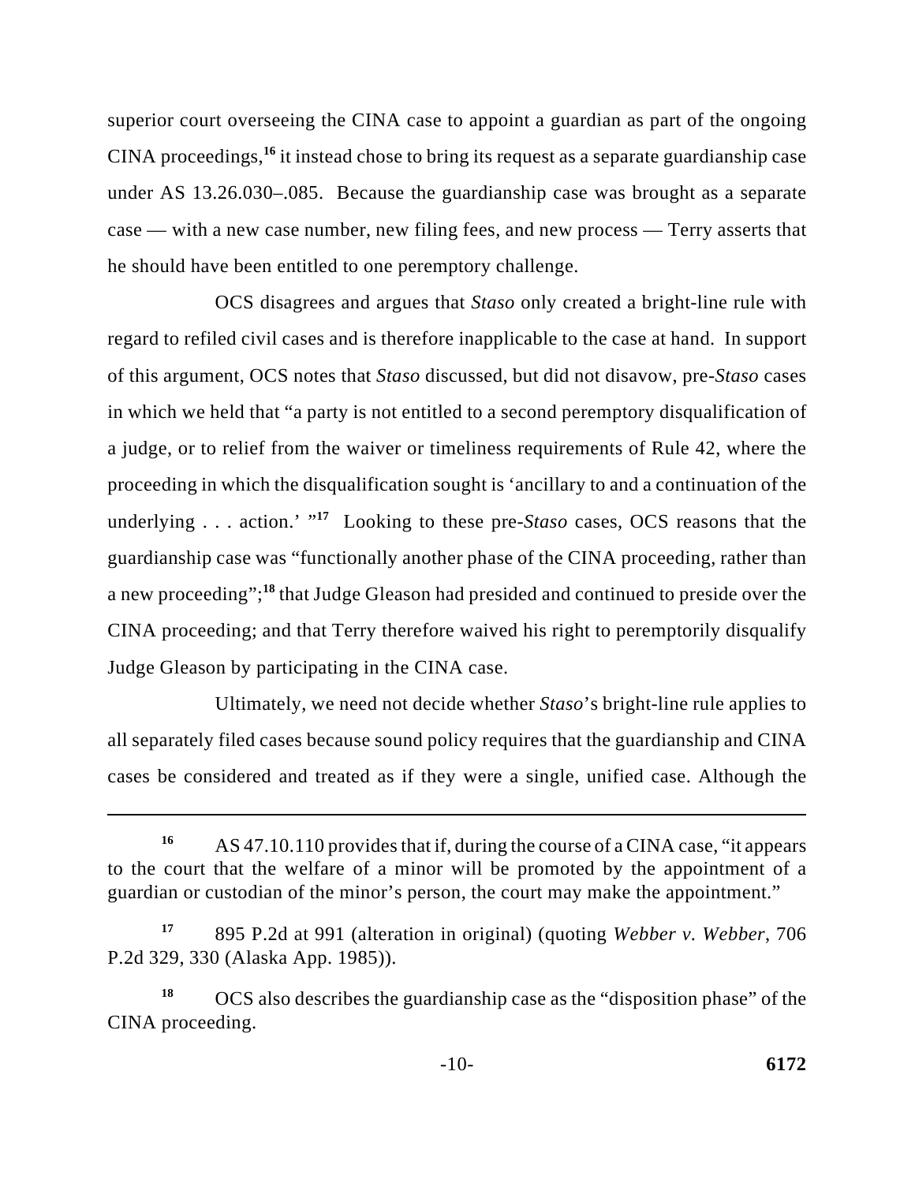superior court overseeing the CINA case to appoint a guardian as part of the ongoing CINA proceedings,[16] it instead chose to bring its request as a separate guardianship case under AS 13.26.030–.085. Because the guardianship case was brought as a separate case — with a new case number, new filing fees, and new process — Terry asserts that he should have been entitled to one peremptory challenge.

OCS disagrees and argues that *Staso* only created a bright-line rule with regard to refiled civil cases and is therefore inapplicable to the case at hand. In support of this argument, OCS notes that *Staso* discussed, but did not disavow, pre-*Staso* cases in which we held that "a party is not entitled to a second peremptory disqualification of a judge, or to relief from the waiver or timeliness requirements of Rule 42, where the proceeding in which the disqualification sought is 'ancillary to and a continuation of the underlying . . . action.' "[17] Looking to these pre-*Staso* cases, OCS reasons that the guardianship case was "functionally another phase of the CINA proceeding, rather than a new proceeding";[18] that Judge Gleason had presided and continued to preside over the CINA proceeding; and that Terry therefore waived his right to peremptorily disqualify Judge Gleason by participating in the CINA case.

Ultimately, we need not decide whether *Staso*'s bright-line rule applies to all separately filed cases because sound policy requires that the guardianship and CINA cases be considered and treated as if they were a single, unified case. Although the

---

[16] AS 47.10.110 provides that if, during the course of a CINA case, "it appears to the court that the welfare of a minor will be promoted by the appointment of a guardian or custodian of the minor's person, the court may make the appointment."

[17] 895 P.2d at 991 (alteration in original) (quoting *Webber v. Webber*, 706 P.2d 329, 330 (Alaska App. 1985)).

[18] OCS also describes the guardianship case as the "disposition phase" of the CINA proceeding.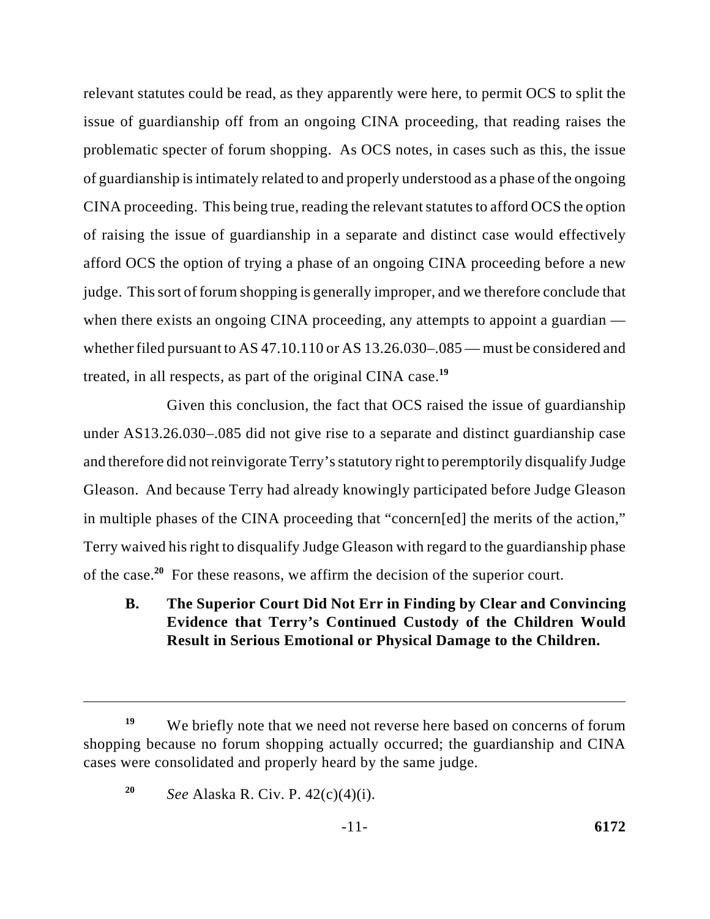relevant statutes could be read, as they apparently were here, to permit OCS to split the issue of guardianship off from an ongoing CINA proceeding, that reading raises the problematic specter of forum shopping. As OCS notes, in cases such as this, the issue of guardianship is intimately related to and properly understood as a phase of the ongoing CINA proceeding. This being true, reading the relevant statutes to afford OCS the option of raising the issue of guardianship in a separate and distinct case would effectively afford OCS the option of trying a phase of an ongoing CINA proceeding before a new judge. This sort of forum shopping is generally improper, and we therefore conclude that when there exists an ongoing CINA proceeding, any attempts to appoint a guardian — whether filed pursuant to AS 47.10.110 or AS 13.26.030–.085 — must be considered and treated, in all respects, as part of the original CINA case.[19]

Given this conclusion, the fact that OCS raised the issue of guardianship under AS13.26.030–.085 did not give rise to a separate and distinct guardianship case and therefore did not reinvigorate Terry's statutory right to peremptorily disqualify Judge Gleason. And because Terry had already knowingly participated before Judge Gleason in multiple phases of the CINA proceeding that "concern[ed] the merits of the action," Terry waived his right to disqualify Judge Gleason with regard to the guardianship phase of the case.[20] For these reasons, we affirm the decision of the superior court.

### B. The Superior Court Did Not Err in Finding by Clear and Convincing Evidence that Terry's Continued Custody of the Children Would Result in Serious Emotional or Physical Damage to the Children.

---

[19] We briefly note that we need not reverse here based on concerns of forum shopping because no forum shopping actually occurred; the guardianship and CINA cases were consolidated and properly heard by the same judge.

[20] *See* Alaska R. Civ. P. 42(c)(4)(i).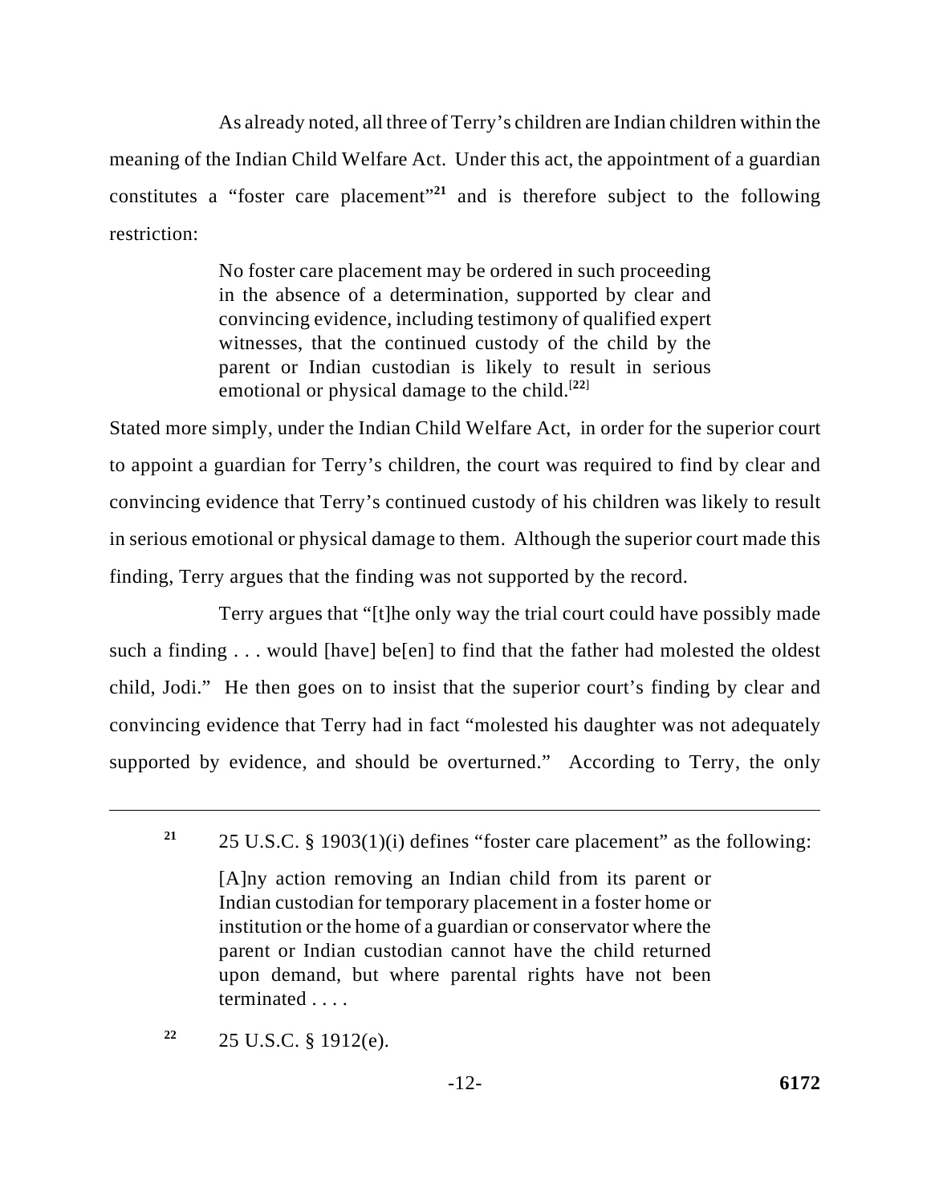As already noted, all three of Terry's children are Indian children within the meaning of the Indian Child Welfare Act. Under this act, the appointment of a guardian constitutes a "foster care placement"[21] and is therefore subject to the following restriction:

> No foster care placement may be ordered in such proceeding in the absence of a determination, supported by clear and convincing evidence, including testimony of qualified expert witnesses, that the continued custody of the child by the parent or Indian custodian is likely to result in serious emotional or physical damage to the child.[22]

Stated more simply, under the Indian Child Welfare Act, in order for the superior court to appoint a guardian for Terry's children, the court was required to find by clear and convincing evidence that Terry's continued custody of his children was likely to result in serious emotional or physical damage to them. Although the superior court made this finding, Terry argues that the finding was not supported by the record.

Terry argues that "[t]he only way the trial court could have possibly made such a finding . . . would [have] be[en] to find that the father had molested the oldest child, Jodi." He then goes on to insist that the superior court's finding by clear and convincing evidence that Terry had in fact "molested his daughter was not adequately supported by evidence, and should be overturned." According to Terry, the only

---

[21] 25 U.S.C. § 1903(1)(i) defines "foster care placement" as the following:

> [A]ny action removing an Indian child from its parent or Indian custodian for temporary placement in a foster home or institution or the home of a guardian or conservator where the parent or Indian custodian cannot have the child returned upon demand, but where parental rights have not been terminated . . . .

[22] 25 U.S.C. § 1912(e).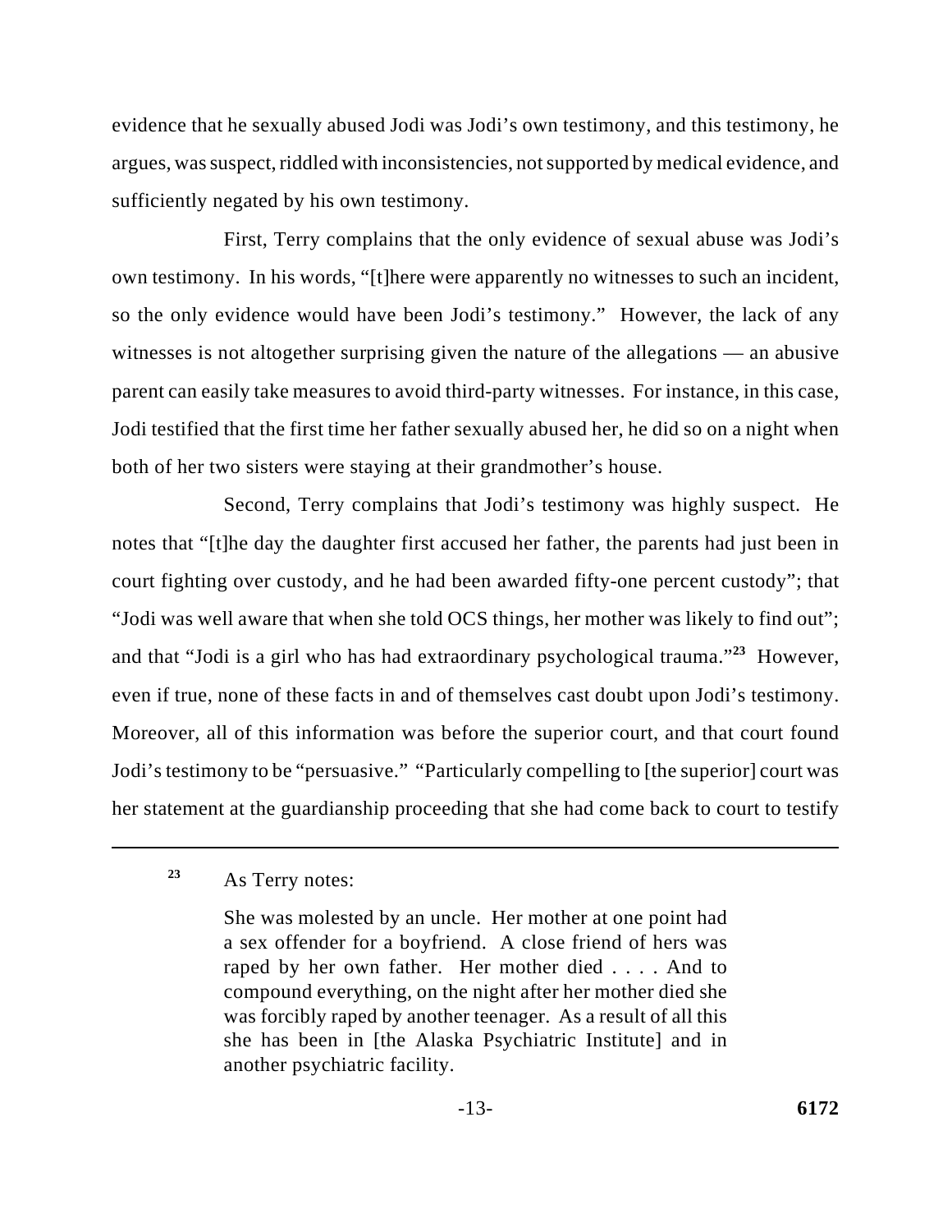evidence that he sexually abused Jodi was Jodi's own testimony, and this testimony, he argues, was suspect, riddled with inconsistencies, not supported by medical evidence, and sufficiently negated by his own testimony.

First, Terry complains that the only evidence of sexual abuse was Jodi's own testimony. In his words, "[t]here were apparently no witnesses to such an incident, so the only evidence would have been Jodi's testimony." However, the lack of any witnesses is not altogether surprising given the nature of the allegations — an abusive parent can easily take measures to avoid third-party witnesses. For instance, in this case, Jodi testified that the first time her father sexually abused her, he did so on a night when both of her two sisters were staying at their grandmother's house.

Second, Terry complains that Jodi's testimony was highly suspect. He notes that "[t]he day the daughter first accused her father, the parents had just been in court fighting over custody, and he had been awarded fifty-one percent custody"; that "Jodi was well aware that when she told OCS things, her mother was likely to find out"; and that "Jodi is a girl who has had extraordinary psychological trauma."[23] However, even if true, none of these facts in and of themselves cast doubt upon Jodi's testimony. Moreover, all of this information was before the superior court, and that court found Jodi's testimony to be "persuasive." "Particularly compelling to [the superior] court was her statement at the guardianship proceeding that she had come back to court to testify

---

[23] As Terry notes:

> She was molested by an uncle. Her mother at one point had a sex offender for a boyfriend. A close friend of hers was raped by her own father. Her mother died . . . . And to compound everything, on the night after her mother died she was forcibly raped by another teenager. As a result of all this she has been in [the Alaska Psychiatric Institute] and in another psychiatric facility.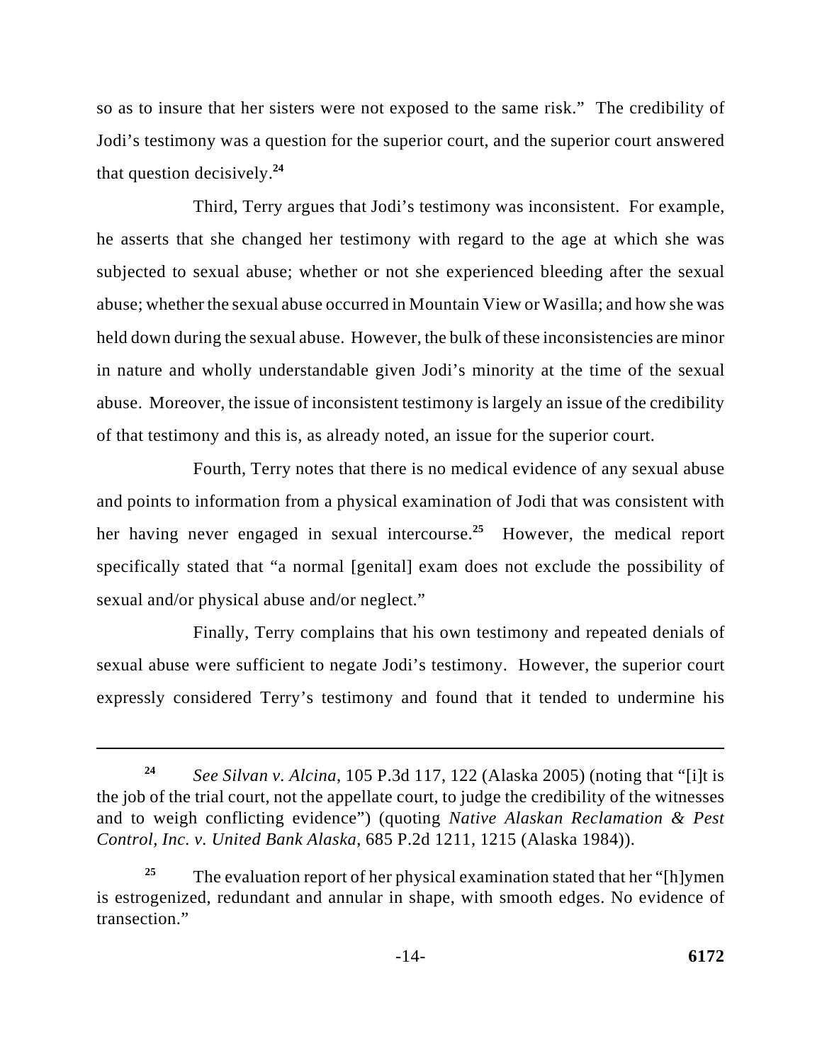so as to insure that her sisters were not exposed to the same risk." The credibility of Jodi's testimony was a question for the superior court, and the superior court answered that question decisively.[24]

Third, Terry argues that Jodi's testimony was inconsistent. For example, he asserts that she changed her testimony with regard to the age at which she was subjected to sexual abuse; whether or not she experienced bleeding after the sexual abuse; whether the sexual abuse occurred in Mountain View or Wasilla; and how she was held down during the sexual abuse. However, the bulk of these inconsistencies are minor in nature and wholly understandable given Jodi's minority at the time of the sexual abuse. Moreover, the issue of inconsistent testimony is largely an issue of the credibility of that testimony and this is, as already noted, an issue for the superior court.

Fourth, Terry notes that there is no medical evidence of any sexual abuse and points to information from a physical examination of Jodi that was consistent with her having never engaged in sexual intercourse.[25] However, the medical report specifically stated that "a normal [genital] exam does not exclude the possibility of sexual and/or physical abuse and/or neglect."

Finally, Terry complains that his own testimony and repeated denials of sexual abuse were sufficient to negate Jodi's testimony. However, the superior court expressly considered Terry's testimony and found that it tended to undermine his

---

[24] *See Silvan v. Alcina*, 105 P.3d 117, 122 (Alaska 2005) (noting that "[i]t is the job of the trial court, not the appellate court, to judge the credibility of the witnesses and to weigh conflicting evidence") (quoting *Native Alaskan Reclamation & Pest Control, Inc. v. United Bank Alaska*, 685 P.2d 1211, 1215 (Alaska 1984)).

[25] The evaluation report of her physical examination stated that her "[h]ymen is estrogenized, redundant and annular in shape, with smooth edges. No evidence of transection."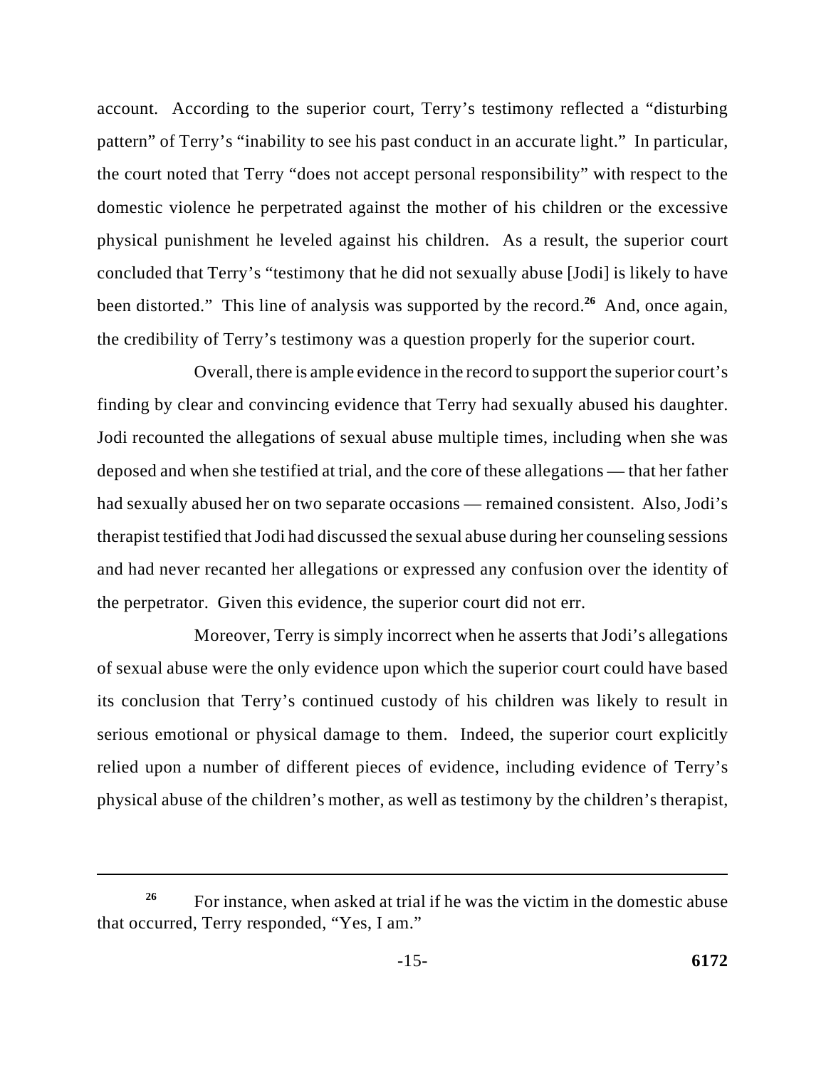account. According to the superior court, Terry's testimony reflected a "disturbing pattern" of Terry's "inability to see his past conduct in an accurate light." In particular, the court noted that Terry "does not accept personal responsibility" with respect to the domestic violence he perpetrated against the mother of his children or the excessive physical punishment he leveled against his children. As a result, the superior court concluded that Terry's "testimony that he did not sexually abuse [Jodi] is likely to have been distorted." This line of analysis was supported by the record.[26] And, once again, the credibility of Terry's testimony was a question properly for the superior court.

Overall, there is ample evidence in the record to support the superior court's finding by clear and convincing evidence that Terry had sexually abused his daughter. Jodi recounted the allegations of sexual abuse multiple times, including when she was deposed and when she testified at trial, and the core of these allegations — that her father had sexually abused her on two separate occasions — remained consistent. Also, Jodi's therapist testified that Jodi had discussed the sexual abuse during her counseling sessions and had never recanted her allegations or expressed any confusion over the identity of the perpetrator. Given this evidence, the superior court did not err.

Moreover, Terry is simply incorrect when he asserts that Jodi's allegations of sexual abuse were the only evidence upon which the superior court could have based its conclusion that Terry's continued custody of his children was likely to result in serious emotional or physical damage to them. Indeed, the superior court explicitly relied upon a number of different pieces of evidence, including evidence of Terry's physical abuse of the children's mother, as well as testimony by the children's therapist,

---

[26] For instance, when asked at trial if he was the victim in the domestic abuse that occurred, Terry responded, "Yes, I am."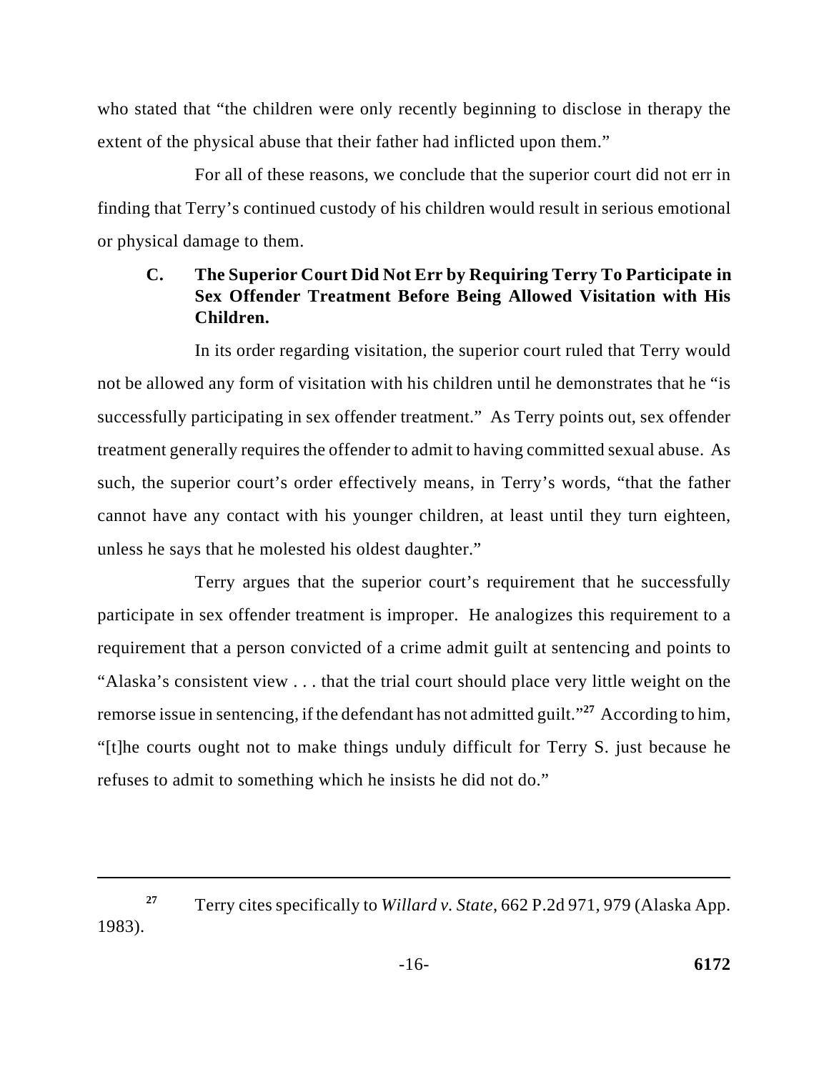who stated that "the children were only recently beginning to disclose in therapy the extent of the physical abuse that their father had inflicted upon them."

For all of these reasons, we conclude that the superior court did not err in finding that Terry's continued custody of his children would result in serious emotional or physical damage to them.

### C. The Superior Court Did Not Err by Requiring Terry To Participate in Sex Offender Treatment Before Being Allowed Visitation with His Children.

In its order regarding visitation, the superior court ruled that Terry would not be allowed any form of visitation with his children until he demonstrates that he "is successfully participating in sex offender treatment." As Terry points out, sex offender treatment generally requires the offender to admit to having committed sexual abuse. As such, the superior court's order effectively means, in Terry's words, "that the father cannot have any contact with his younger children, at least until they turn eighteen, unless he says that he molested his oldest daughter."

Terry argues that the superior court's requirement that he successfully participate in sex offender treatment is improper. He analogizes this requirement to a requirement that a person convicted of a crime admit guilt at sentencing and points to "Alaska's consistent view . . . that the trial court should place very little weight on the remorse issue in sentencing, if the defendant has not admitted guilt."[27] According to him, "[t]he courts ought not to make things unduly difficult for Terry S. just because he refuses to admit to something which he insists he did not do."

---

[27] Terry cites specifically to *Willard v. State*, 662 P.2d 971, 979 (Alaska App. 1983).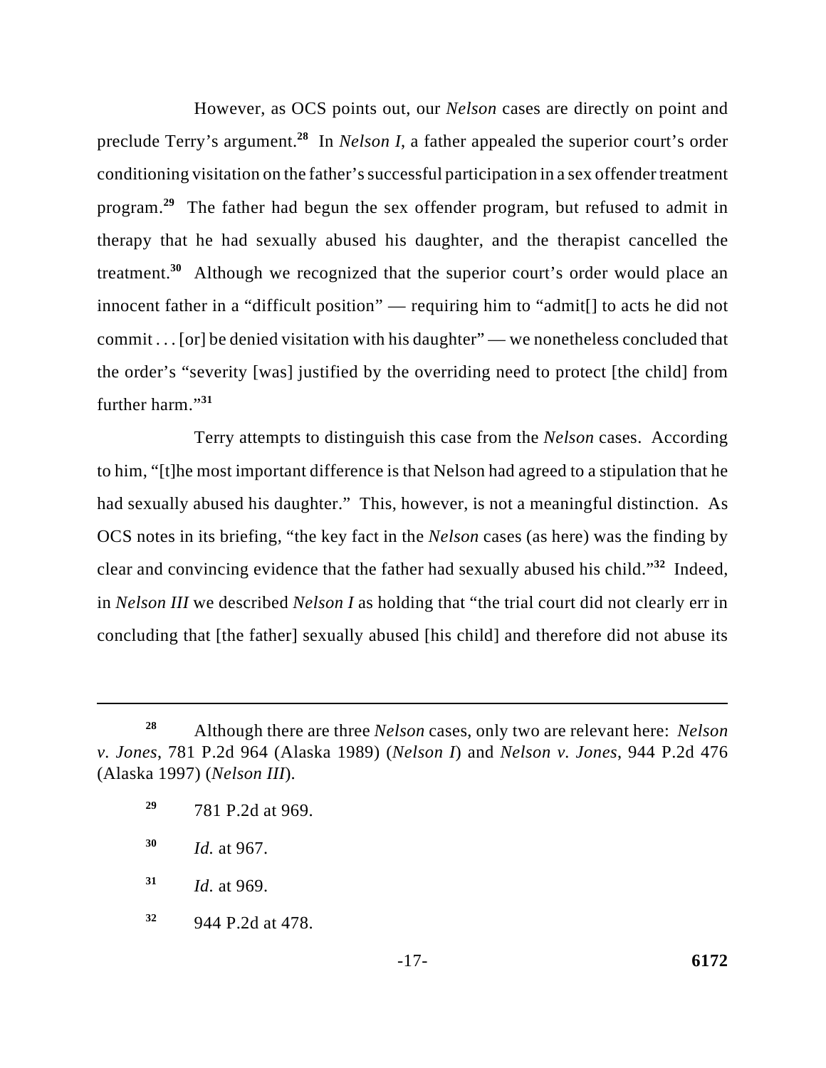However, as OCS points out, our *Nelson* cases are directly on point and preclude Terry's argument.[28] In *Nelson I*, a father appealed the superior court's order conditioning visitation on the father's successful participation in a sex offender treatment program.[29] The father had begun the sex offender program, but refused to admit in therapy that he had sexually abused his daughter, and the therapist cancelled the treatment.[30] Although we recognized that the superior court's order would place an innocent father in a "difficult position" — requiring him to "admit[] to acts he did not commit . . . [or] be denied visitation with his daughter" — we nonetheless concluded that the order's "severity [was] justified by the overriding need to protect [the child] from further harm."[31]

Terry attempts to distinguish this case from the *Nelson* cases. According to him, "[t]he most important difference is that Nelson had agreed to a stipulation that he had sexually abused his daughter." This, however, is not a meaningful distinction. As OCS notes in its briefing, "the key fact in the *Nelson* cases (as here) was the finding by clear and convincing evidence that the father had sexually abused his child."[32] Indeed, in *Nelson III* we described *Nelson I* as holding that "the trial court did not clearly err in concluding that [the father] sexually abused [his child] and therefore did not abuse its

---

[28] Although there are three *Nelson* cases, only two are relevant here: *Nelson v. Jones*, 781 P.2d 964 (Alaska 1989) (*Nelson I*) and *Nelson v. Jones*, 944 P.2d 476 (Alaska 1997) (*Nelson III*).

[29] 781 P.2d at 969.

[30] *Id.* at 967.

[31] *Id.* at 969.

[32] 944 P.2d at 478.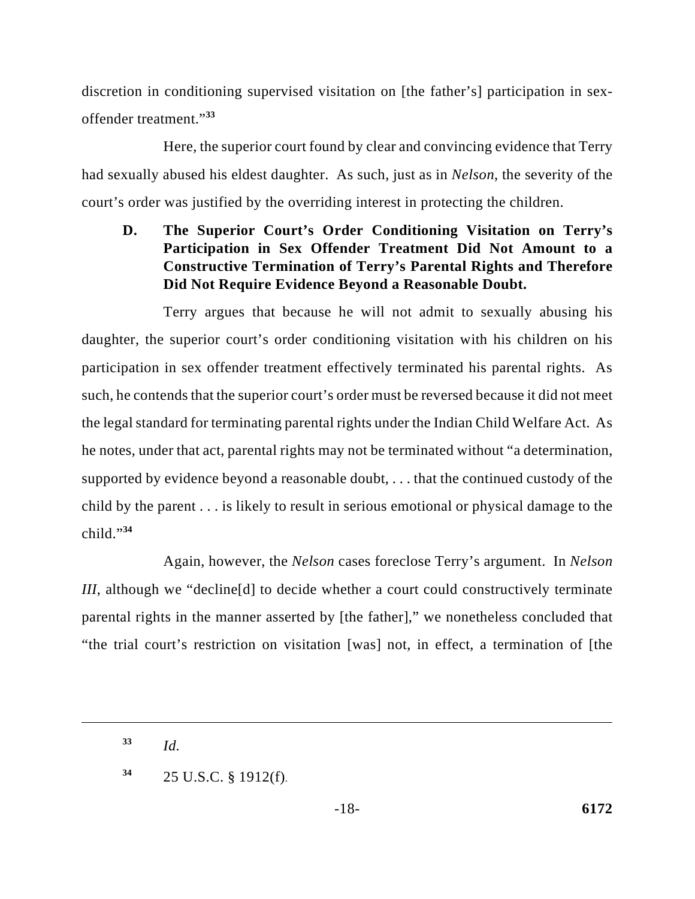discretion in conditioning supervised visitation on [the father's] participation in sex-offender treatment."[33]

Here, the superior court found by clear and convincing evidence that Terry had sexually abused his eldest daughter. As such, just as in *Nelson*, the severity of the court's order was justified by the overriding interest in protecting the children.

### D. The Superior Court's Order Conditioning Visitation on Terry's Participation in Sex Offender Treatment Did Not Amount to a Constructive Termination of Terry's Parental Rights and Therefore Did Not Require Evidence Beyond a Reasonable Doubt.

Terry argues that because he will not admit to sexually abusing his daughter, the superior court's order conditioning visitation with his children on his participation in sex offender treatment effectively terminated his parental rights. As such, he contends that the superior court's order must be reversed because it did not meet the legal standard for terminating parental rights under the Indian Child Welfare Act. As he notes, under that act, parental rights may not be terminated without "a determination, supported by evidence beyond a reasonable doubt, . . . that the continued custody of the child by the parent . . . is likely to result in serious emotional or physical damage to the child."[34]

Again, however, the *Nelson* cases foreclose Terry's argument. In *Nelson III*, although we "decline[d] to decide whether a court could constructively terminate parental rights in the manner asserted by [the father]," we nonetheless concluded that "the trial court's restriction on visitation [was] not, in effect, a termination of [the

---

[33] *Id.*

[34] 25 U.S.C. § 1912(f).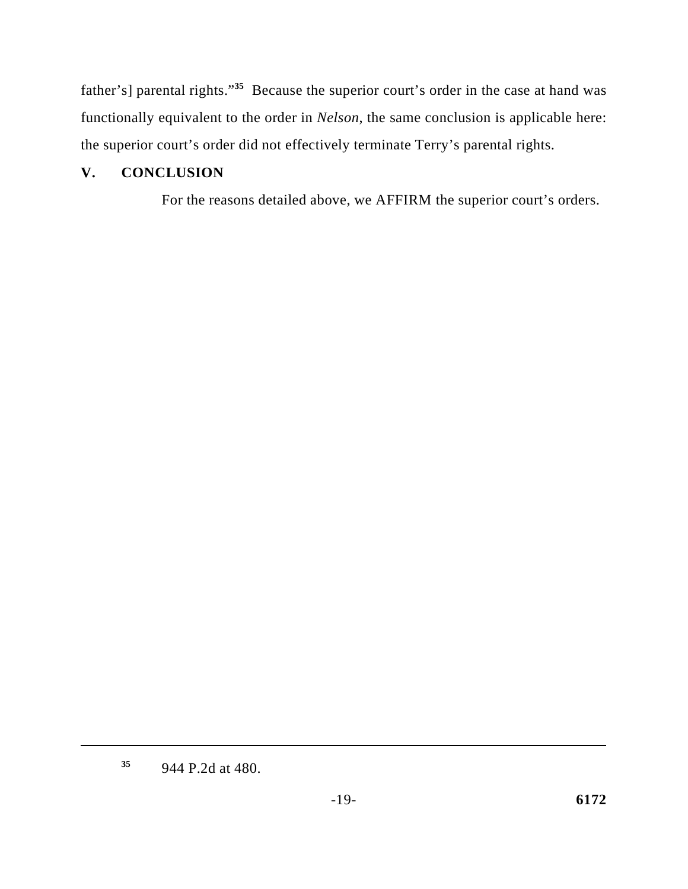father's] parental rights."[35] Because the superior court's order in the case at hand was functionally equivalent to the order in *Nelson*, the same conclusion is applicable here: the superior court's order did not effectively terminate Terry's parental rights.

## V. CONCLUSION

For the reasons detailed above, we AFFIRM the superior court's orders.

---

[35] 944 P.2d at 480.